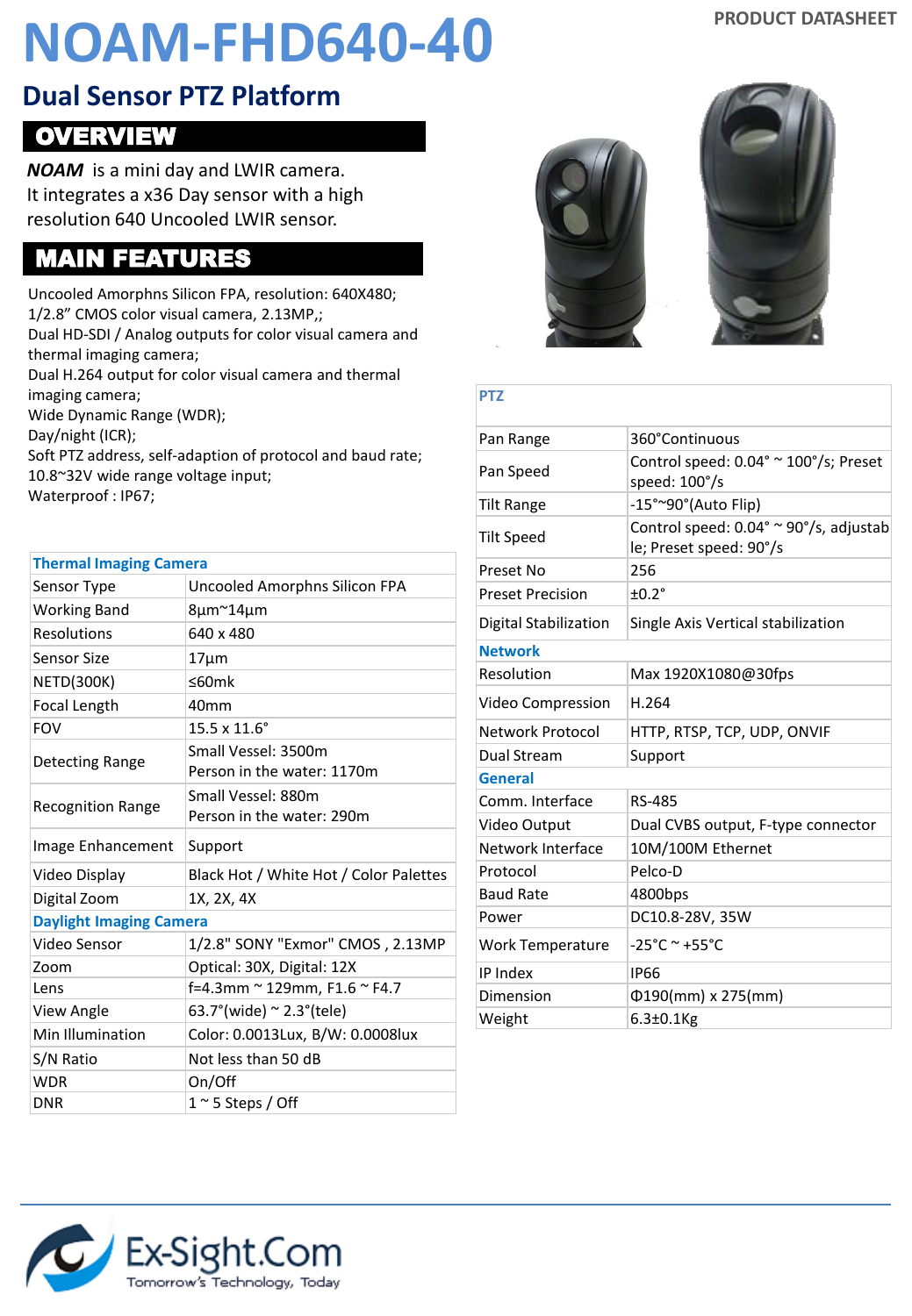# NOAM-FHD640-40

## Dual Sensor PTZ Platform

## OVERVIEW

***NOAM*** is a mini day and LWIR camera.
It integrates a x36 Day sensor with a high resolution 640 Uncooled LWIR sensor.

## MAIN FEATURES

Uncooled Amorphns Silicon FPA, resolution: 640X480;
1/2.8" CMOS color visual camera, 2.13MP,;
Dual HD-SDI / Analog outputs for color visual camera and thermal imaging camera;
Dual H.264 output for color visual camera and thermal imaging camera;
Wide Dynamic Range (WDR);
Day/night (ICR);
Soft PTZ address, self-adaption of protocol and baud rate;
10.8~32V wide range voltage input;
Waterproof : IP67;

| Thermal Imaging Camera | |
|---|---|
| Sensor Type | Uncooled Amorphns Silicon FPA |
| Working Band | 8µm~14µm |
| Resolutions | 640 x 480 |
| Sensor Size | 17µm |
| NETD(300K) | ≤60mk |
| Focal Length | 40mm |
| FOV | 15.5 x 11.6° |
| Detecting Range | Small Vessel: 3500m<br>Person in the water: 1170m |
| Recognition Range | Small Vessel: 880m<br>Person in the water: 290m |
| Image Enhancement | Support |
| Video Display | Black Hot / White Hot / Color Palettes |
| Digital Zoom | 1X, 2X, 4X |
| **Daylight Imaging Camera** | |
| Video Sensor | 1/2.8" SONY "Exmor" CMOS , 2.13MP |
| Zoom | Optical: 30X, Digital: 12X |
| Lens | f=4.3mm ~ 129mm, F1.6 ~ F4.7 |
| View Angle | 63.7°(wide) ~ 2.3°(tele) |
| Min Illumination | Color: 0.0013Lux, B/W: 0.0008lux |
| S/N Ratio | Not less than 50 dB |
| WDR | On/Off |
| DNR | 1 ~ 5 Steps / Off |

| PTZ | |
|---|---|
| Pan Range | 360°Continuous |
| Pan Speed | Control speed: 0.04° ~ 100°/s; Preset speed: 100°/s |
| Tilt Range | -15°~90°(Auto Flip) |
| Tilt Speed | Control speed: 0.04° ~ 90°/s, adjustable; Preset speed: 90°/s |
| Preset No | 256 |
| Preset Precision | ±0.2° |
| Digital Stabilization | Single Axis Vertical stabilization |
| **Network** | |
| Resolution | Max 1920X1080@30fps |
| Video Compression | H.264 |
| Network Protocol | HTTP, RTSP, TCP, UDP, ONVIF |
| Dual Stream | Support |
| **General** | |
| Comm. Interface | RS-485 |
| Video Output | Dual CVBS output, F-type connector |
| Network Interface | 10M/100M Ethernet |
| Protocol | Pelco-D |
| Baud Rate | 4800bps |
| Power | DC10.8-28V, 35W |
| Work Temperature | -25°C ~ +55°C |
| IP Index | IP66 |
| Dimension | Φ190(mm) x 275(mm) |
| Weight | 6.3±0.1Kg |

Ex-Sight.Com
Tomorrow's Technology, Today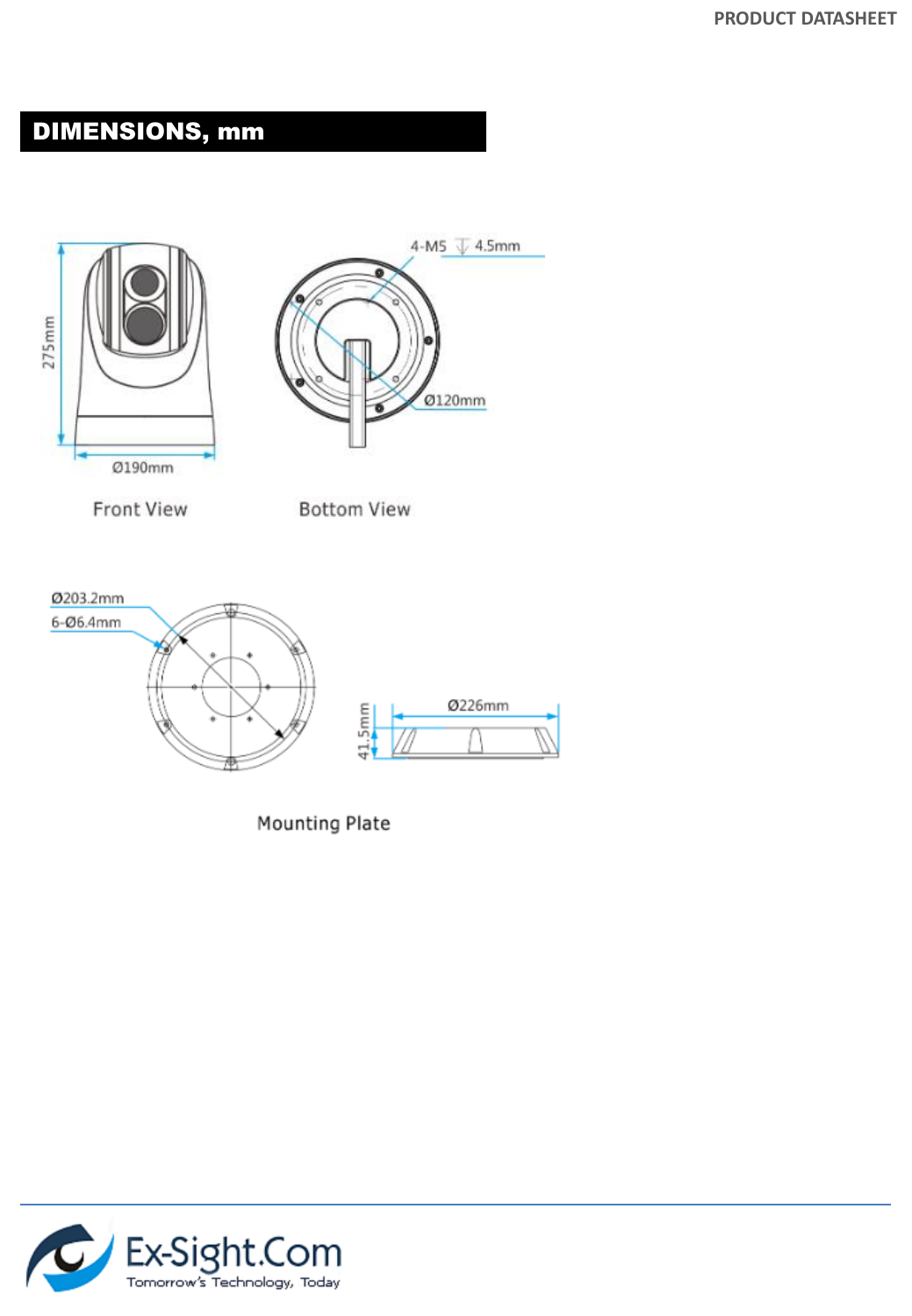## DIMENSIONS, mm

275mm

Ø190mm

Front View

4-M5 ↧ 4.5mm

Ø120mm

Bottom View

Ø203.2mm

6-Ø6.4mm

Ø226mm

41.5mm

Mounting Plate